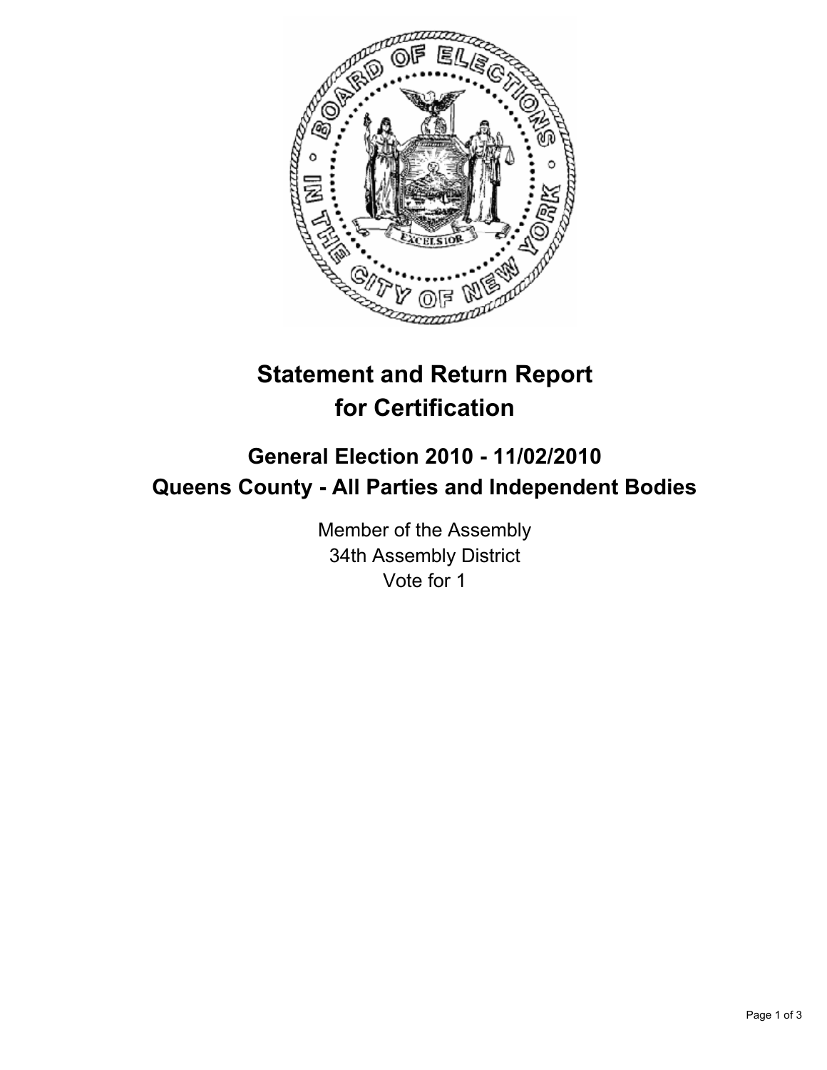# Statement and Return Report for Certification

## General Election 2010 - 11/02/2010
## Queens County - All Parties and Independent Bodies

Member of the Assembly
34th Assembly District
Vote for 1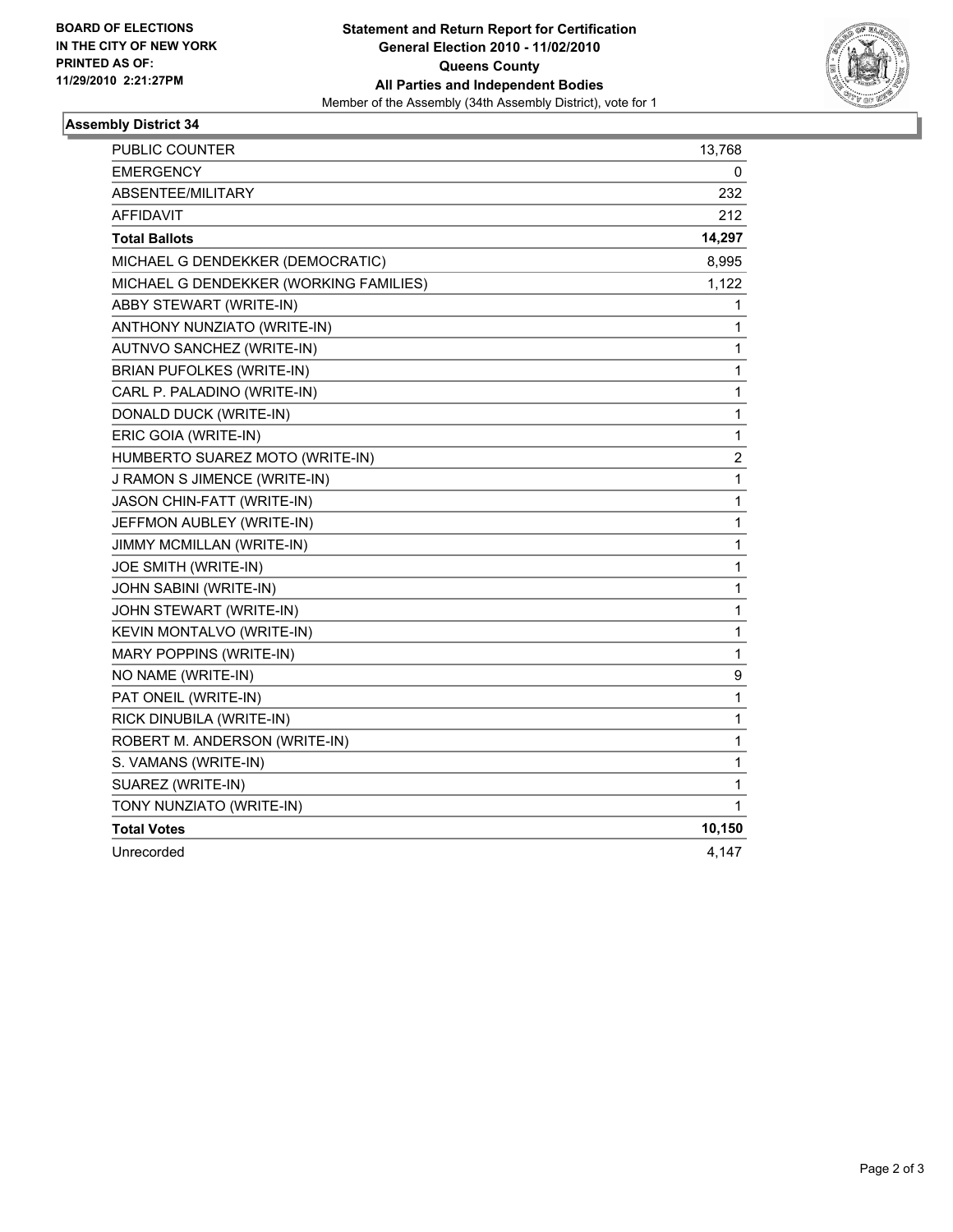**BOARD OF ELECTIONS**
**IN THE CITY OF NEW YORK**
**PRINTED AS OF:**
**11/29/2010 2:21:27PM**

**Statement and Return Report for Certification**
**General Election 2010 - 11/02/2010**
**Queens County**
**All Parties and Independent Bodies**
Member of the Assembly (34th Assembly District), vote for 1

### Assembly District 34

| | |
|---|---|
| PUBLIC COUNTER | 13,768 |
| EMERGENCY | 0 |
| ABSENTEE/MILITARY | 232 |
| AFFIDAVIT | 212 |
| **Total Ballots** | **14,297** |
| MICHAEL G DENDEKKER (DEMOCRATIC) | 8,995 |
| MICHAEL G DENDEKKER (WORKING FAMILIES) | 1,122 |
| ABBY STEWART (WRITE-IN) | 1 |
| ANTHONY NUNZIATO (WRITE-IN) | 1 |
| AUTNVO SANCHEZ (WRITE-IN) | 1 |
| BRIAN PUFOLKES (WRITE-IN) | 1 |
| CARL P. PALADINO (WRITE-IN) | 1 |
| DONALD DUCK (WRITE-IN) | 1 |
| ERIC GOIA (WRITE-IN) | 1 |
| HUMBERTO SUAREZ MOTO (WRITE-IN) | 2 |
| J RAMON S JIMENCE (WRITE-IN) | 1 |
| JASON CHIN-FATT (WRITE-IN) | 1 |
| JEFFMON AUBLEY (WRITE-IN) | 1 |
| JIMMY MCMILLAN (WRITE-IN) | 1 |
| JOE SMITH (WRITE-IN) | 1 |
| JOHN SABINI (WRITE-IN) | 1 |
| JOHN STEWART (WRITE-IN) | 1 |
| KEVIN MONTALVO (WRITE-IN) | 1 |
| MARY POPPINS (WRITE-IN) | 1 |
| NO NAME (WRITE-IN) | 9 |
| PAT ONEIL (WRITE-IN) | 1 |
| RICK DINUBILA (WRITE-IN) | 1 |
| ROBERT M. ANDERSON (WRITE-IN) | 1 |
| S. VAMANS (WRITE-IN) | 1 |
| SUAREZ (WRITE-IN) | 1 |
| TONY NUNZIATO (WRITE-IN) | 1 |
| **Total Votes** | **10,150** |
| Unrecorded | 4,147 |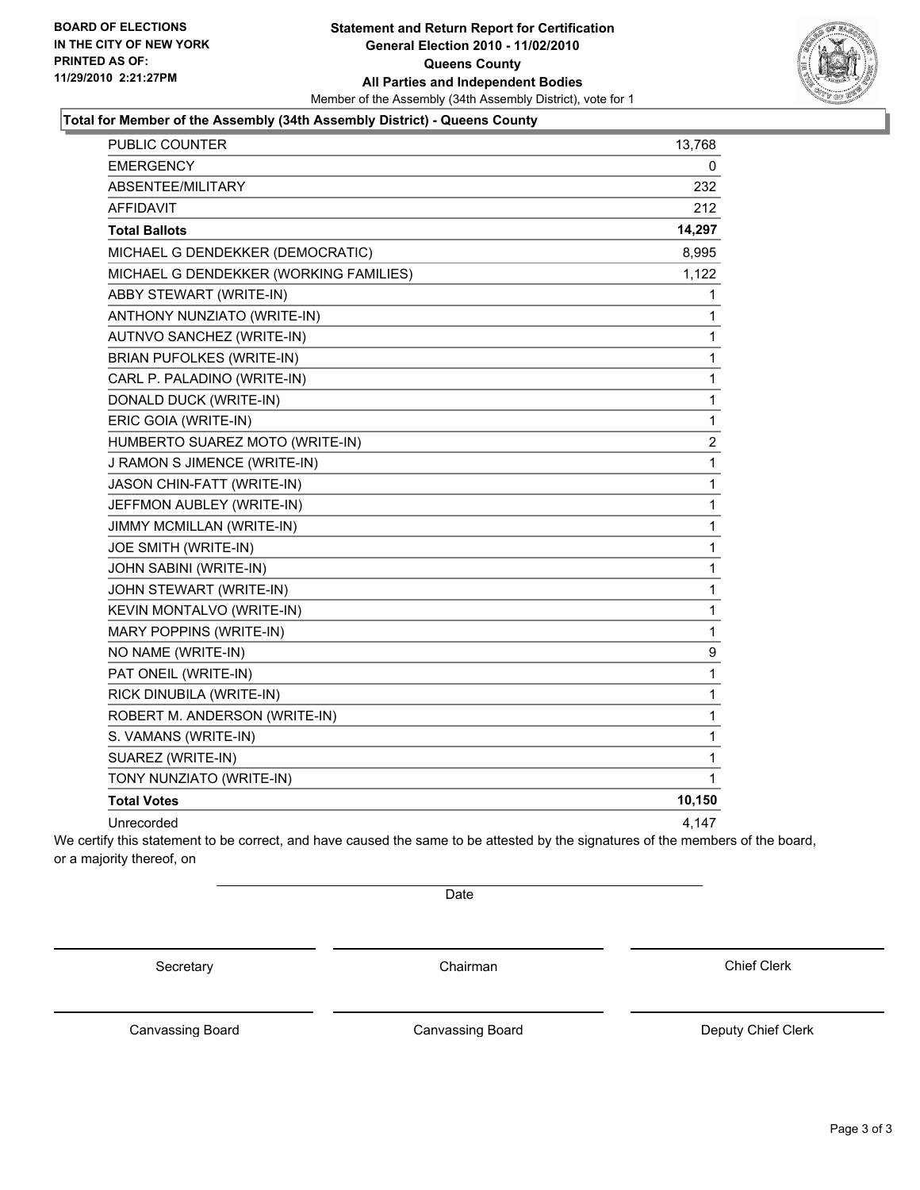**BOARD OF ELECTIONS IN THE CITY OF NEW YORK PRINTED AS OF: 11/29/2010 2:21:27PM**

**Statement and Return Report for Certification General Election 2010 - 11/02/2010 Queens County All Parties and Independent Bodies**

Member of the Assembly (34th Assembly District), vote for 1

**Total for Member of the Assembly (34th Assembly District) - Queens County**

| | |
|---|---|
| PUBLIC COUNTER | 13,768 |
| EMERGENCY | 0 |
| ABSENTEE/MILITARY | 232 |
| AFFIDAVIT | 212 |
| **Total Ballots** | **14,297** |
| MICHAEL G DENDEKKER (DEMOCRATIC) | 8,995 |
| MICHAEL G DENDEKKER (WORKING FAMILIES) | 1,122 |
| ABBY STEWART (WRITE-IN) | 1 |
| ANTHONY NUNZIATO (WRITE-IN) | 1 |
| AUTNVO SANCHEZ (WRITE-IN) | 1 |
| BRIAN PUFOLKES (WRITE-IN) | 1 |
| CARL P. PALADINO (WRITE-IN) | 1 |
| DONALD DUCK (WRITE-IN) | 1 |
| ERIC GOIA (WRITE-IN) | 1 |
| HUMBERTO SUAREZ MOTO (WRITE-IN) | 2 |
| J RAMON S JIMENCE (WRITE-IN) | 1 |
| JASON CHIN-FATT (WRITE-IN) | 1 |
| JEFFMON AUBLEY (WRITE-IN) | 1 |
| JIMMY MCMILLAN (WRITE-IN) | 1 |
| JOE SMITH (WRITE-IN) | 1 |
| JOHN SABINI (WRITE-IN) | 1 |
| JOHN STEWART (WRITE-IN) | 1 |
| KEVIN MONTALVO (WRITE-IN) | 1 |
| MARY POPPINS (WRITE-IN) | 1 |
| NO NAME (WRITE-IN) | 9 |
| PAT ONEIL (WRITE-IN) | 1 |
| RICK DINUBILA (WRITE-IN) | 1 |
| ROBERT M. ANDERSON (WRITE-IN) | 1 |
| S. VAMANS (WRITE-IN) | 1 |
| SUAREZ (WRITE-IN) | 1 |
| TONY NUNZIATO (WRITE-IN) | 1 |
| **Total Votes** | **10,150** |
| Unrecorded | 4,147 |

We certify this statement to be correct, and have caused the same to be attested by the signatures of the members of the board, or a majority thereof, on

Date

Secretary

Chairman

Chief Clerk

Canvassing Board

Canvassing Board

Deputy Chief Clerk